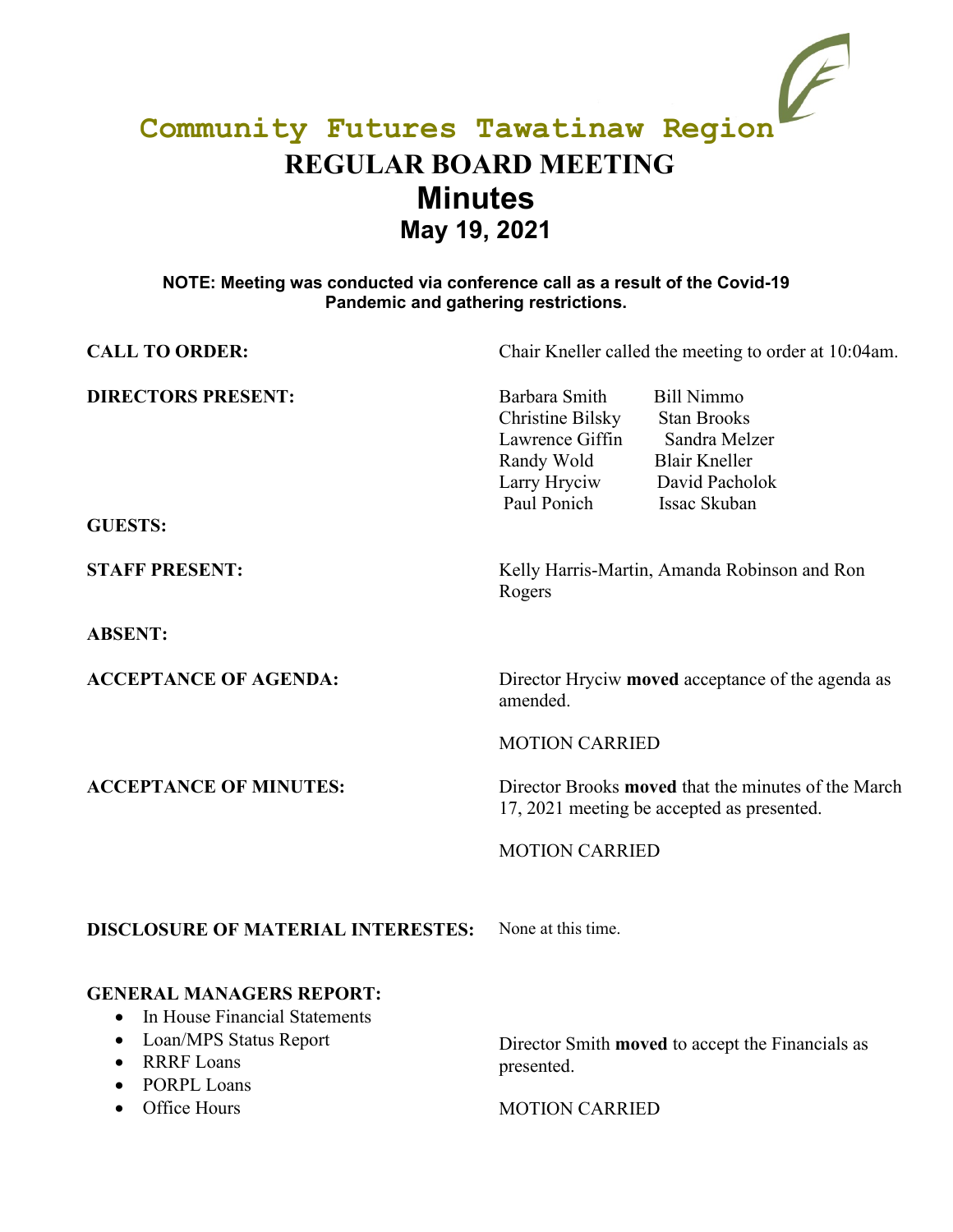# Community Futures Tawatinaw Region

# REGULAR BOARD MEETING

# Minutes

## May 19, 2021

**NOTE: Meeting was conducted via conference call as a result of the Covid-19 Pandemic and gathering restrictions.**

**CALL TO ORDER:** Chair Kneller called the meeting to order at 10:04am.

**DIRECTORS PRESENT:**

Barbara Smith, Bill Nimmo, Christine Bilsky, Stan Brooks, Lawrence Giffin, Sandra Melzer, Randy Wold, Blair Kneller, Larry Hryciw, David Pacholok, Paul Ponich, Issac Skuban

**GUESTS:**

**STAFF PRESENT:** Kelly Harris-Martin, Amanda Robinson and Ron Rogers

**ABSENT:**

**ACCEPTANCE OF AGENDA:** Director Hryciw **moved** acceptance of the agenda as amended.

MOTION CARRIED

**ACCEPTANCE OF MINUTES:** Director Brooks **moved** that the minutes of the March 17, 2021 meeting be accepted as presented.

MOTION CARRIED

**DISCLOSURE OF MATERIAL INTERESTES:** None at this time.

**GENERAL MANAGERS REPORT:**

- In House Financial Statements
- Loan/MPS Status Report
- RRRF Loans
- PORPL Loans
- Office Hours

Director Smith **moved** to accept the Financials as presented.

MOTION CARRIED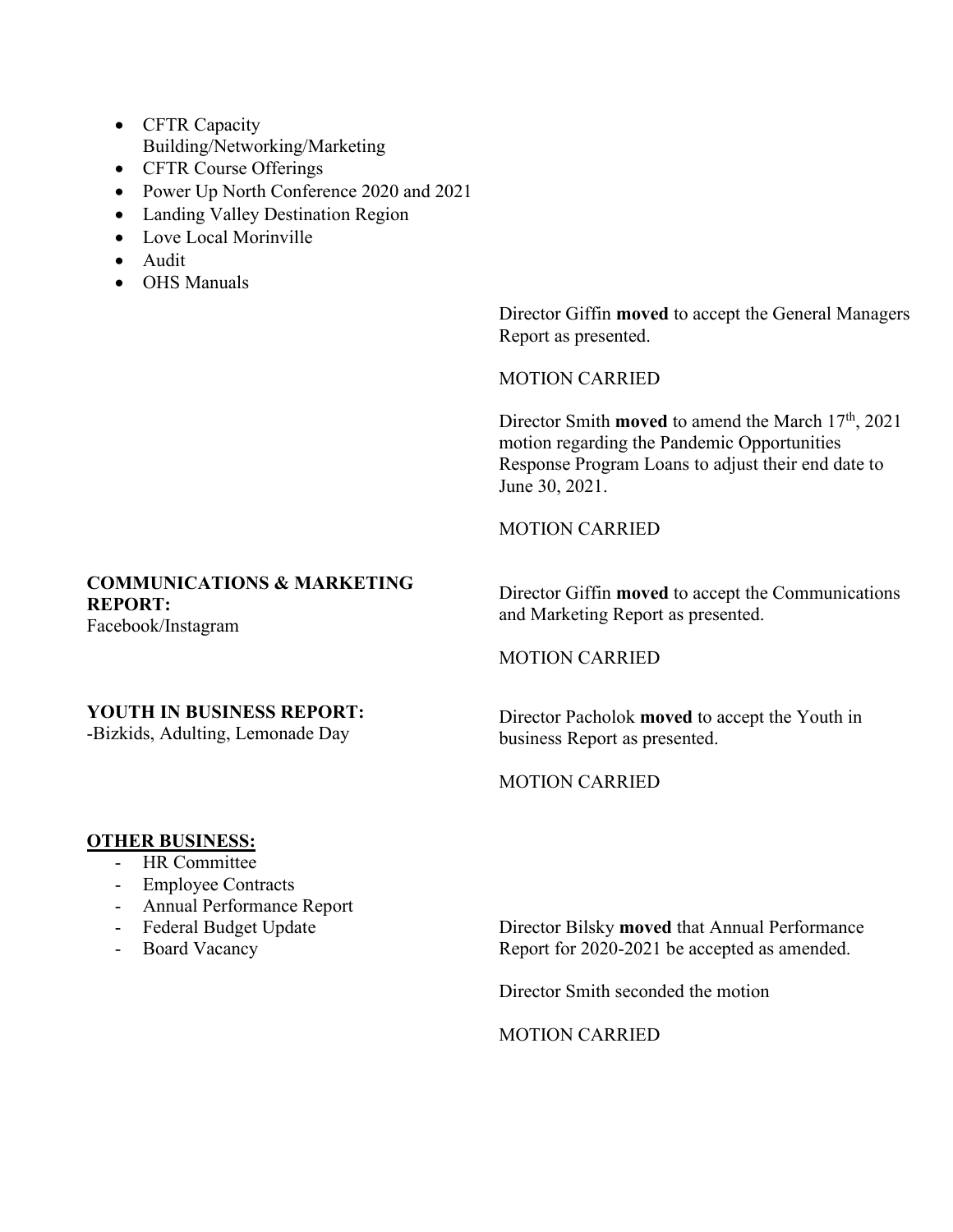- CFTR Capacity Building/Networking/Marketing
- CFTR Course Offerings
- Power Up North Conference 2020 and 2021
- Landing Valley Destination Region
- Love Local Morinville
- Audit
- OHS Manuals

Director Giffin **moved** to accept the General Managers Report as presented.

MOTION CARRIED

Director Smith **moved** to amend the March 17th, 2021 motion regarding the Pandemic Opportunities Response Program Loans to adjust their end date to June 30, 2021.

MOTION CARRIED

**COMMUNICATIONS & MARKETING REPORT:**
Facebook/Instagram

Director Giffin **moved** to accept the Communications and Marketing Report as presented.

MOTION CARRIED

**YOUTH IN BUSINESS REPORT:**
-Bizkids, Adulting, Lemonade Day

Director Pacholok **moved** to accept the Youth in business Report as presented.

MOTION CARRIED

**<u>OTHER BUSINESS:</u>**

- HR Committee
- Employee Contracts
- Annual Performance Report
- Federal Budget Update
- Board Vacancy

Director Bilsky **moved** that Annual Performance Report for 2020-2021 be accepted as amended.

Director Smith seconded the motion

MOTION CARRIED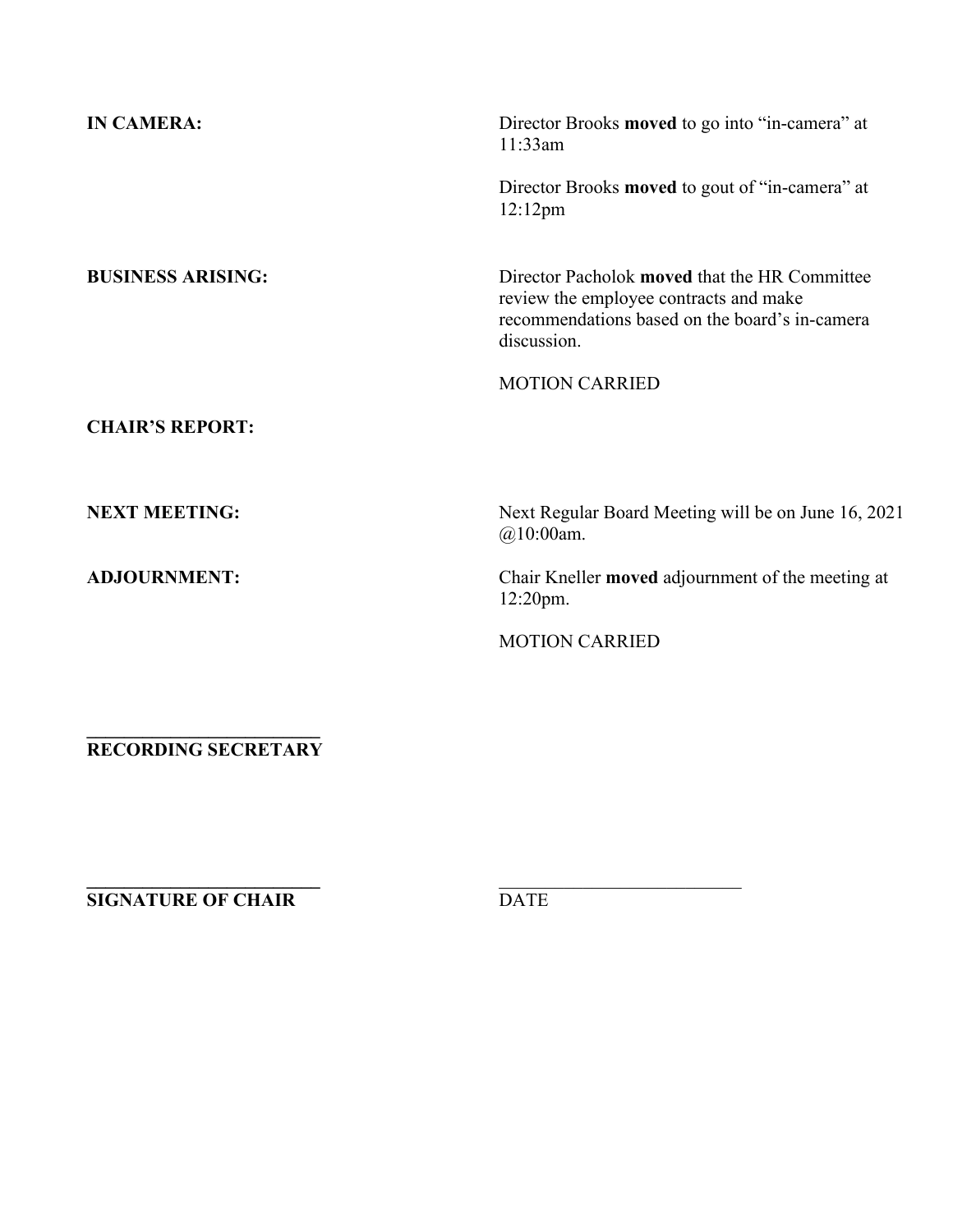**IN CAMERA:**

Director Brooks **moved** to go into "in-camera" at 11:33am

Director Brooks **moved** to gout of "in-camera" at 12:12pm

**BUSINESS ARISING:**

Director Pacholok **moved** that the HR Committee review the employee contracts and make recommendations based on the board's in-camera discussion.

MOTION CARRIED

**CHAIR'S REPORT:**

**NEXT MEETING:**

Next Regular Board Meeting will be on June 16, 2021 @10:00am.

**ADJOURNMENT:**

Chair Kneller **moved** adjournment of the meeting at 12:20pm.

MOTION CARRIED

\_\_\_\_\_\_\_\_\_\_\_\_\_\_\_\_\_\_\_\_\_\_\_\_\_\_

**RECORDING SECRETARY**

\_\_\_\_\_\_\_\_\_\_\_\_\_\_\_\_\_\_\_\_\_\_\_\_\_\_

**SIGNATURE OF CHAIR**

\_\_\_\_\_\_\_\_\_\_\_\_\_\_\_\_\_\_\_\_\_\_\_\_\_\_

DATE